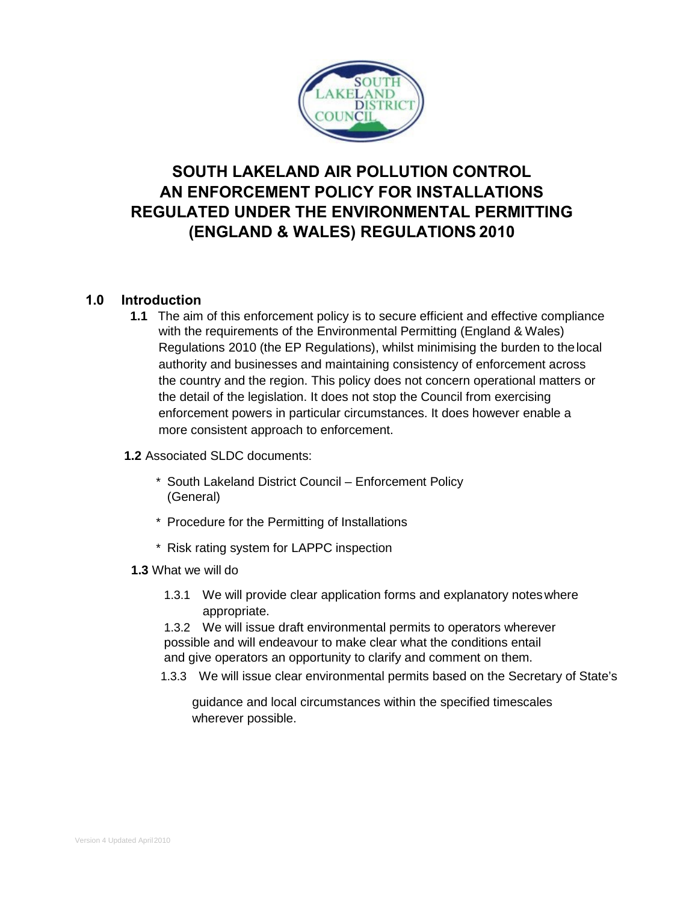# SOUTH LAKELAND AIR POLLUTION CONTROL AN ENFORCEMENT POLICY FOR INSTALLATIONS REGULATED UNDER THE ENVIRONMENTAL PERMITTING (ENGLAND & WALES) REGULATIONS 2010

## 1.0 Introduction

**1.1** The aim of this enforcement policy is to secure efficient and effective compliance with the requirements of the Environmental Permitting (England & Wales) Regulations 2010 (the EP Regulations), whilst minimising the burden to the local authority and businesses and maintaining consistency of enforcement across the country and the region. This policy does not concern operational matters or the detail of the legislation. It does not stop the Council from exercising enforcement powers in particular circumstances. It does however enable a more consistent approach to enforcement.

**1.2** Associated SLDC documents:

* South Lakeland District Council – Enforcement Policy (General)
* Procedure for the Permitting of Installations
* Risk rating system for LAPPC inspection

**1.3** What we will do

1.3.1 We will provide clear application forms and explanatory notes where appropriate.

1.3.2 We will issue draft environmental permits to operators wherever possible and will endeavour to make clear what the conditions entail and give operators an opportunity to clarify and comment on them.

1.3.3 We will issue clear environmental permits based on the Secretary of State's guidance and local circumstances within the specified timescales wherever possible.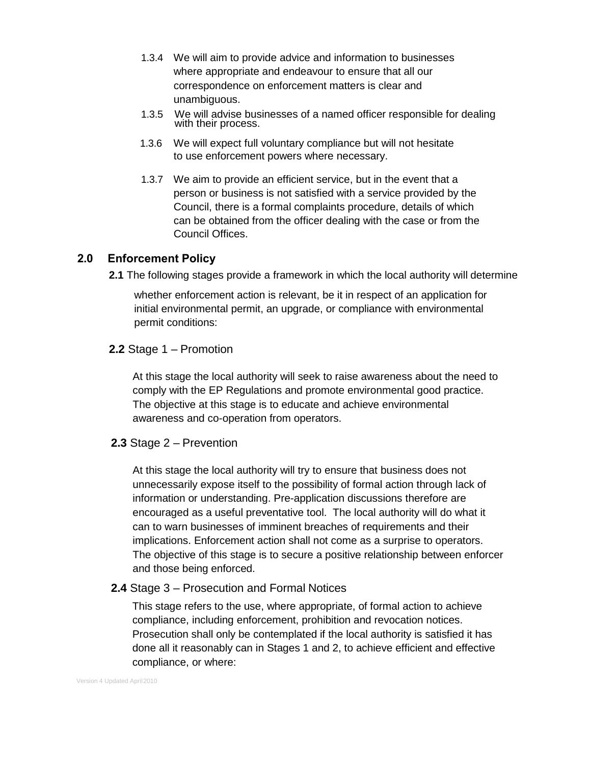1.3.4 We will aim to provide advice and information to businesses where appropriate and endeavour to ensure that all our correspondence on enforcement matters is clear and unambiguous.

1.3.5 We will advise businesses of a named officer responsible for dealing with their process.

1.3.6 We will expect full voluntary compliance but will not hesitate to use enforcement powers where necessary.

1.3.7 We aim to provide an efficient service, but in the event that a person or business is not satisfied with a service provided by the Council, there is a formal complaints procedure, details of which can be obtained from the officer dealing with the case or from the Council Offices.

## 2.0 Enforcement Policy

**2.1** The following stages provide a framework in which the local authority will determine whether enforcement action is relevant, be it in respect of an application for initial environmental permit, an upgrade, or compliance with environmental permit conditions:

**2.2** Stage 1 – Promotion

At this stage the local authority will seek to raise awareness about the need to comply with the EP Regulations and promote environmental good practice. The objective at this stage is to educate and achieve environmental awareness and co-operation from operators.

**2.3** Stage 2 – Prevention

At this stage the local authority will try to ensure that business does not unnecessarily expose itself to the possibility of formal action through lack of information or understanding. Pre-application discussions therefore are encouraged as a useful preventative tool. The local authority will do what it can to warn businesses of imminent breaches of requirements and their implications. Enforcement action shall not come as a surprise to operators. The objective of this stage is to secure a positive relationship between enforcer and those being enforced.

**2.4** Stage 3 – Prosecution and Formal Notices

This stage refers to the use, where appropriate, of formal action to achieve compliance, including enforcement, prohibition and revocation notices. Prosecution shall only be contemplated if the local authority is satisfied it has done all it reasonably can in Stages 1 and 2, to achieve efficient and effective compliance, or where: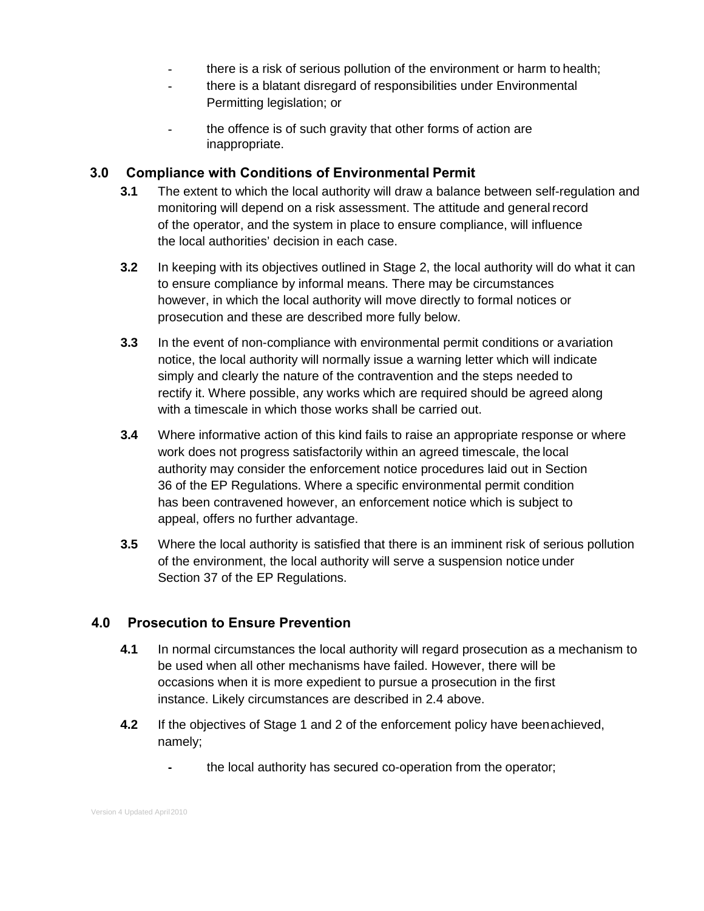- there is a risk of serious pollution of the environment or harm to health;
- there is a blatant disregard of responsibilities under Environmental Permitting legislation; or
- the offence is of such gravity that other forms of action are inappropriate.

## 3.0 Compliance with Conditions of Environmental Permit

**3.1** The extent to which the local authority will draw a balance between self-regulation and monitoring will depend on a risk assessment. The attitude and general record of the operator, and the system in place to ensure compliance, will influence the local authorities' decision in each case.

**3.2** In keeping with its objectives outlined in Stage 2, the local authority will do what it can to ensure compliance by informal means. There may be circumstances however, in which the local authority will move directly to formal notices or prosecution and these are described more fully below.

**3.3** In the event of non-compliance with environmental permit conditions or a variation notice, the local authority will normally issue a warning letter which will indicate simply and clearly the nature of the contravention and the steps needed to rectify it. Where possible, any works which are required should be agreed along with a timescale in which those works shall be carried out.

**3.4** Where informative action of this kind fails to raise an appropriate response or where work does not progress satisfactorily within an agreed timescale, the local authority may consider the enforcement notice procedures laid out in Section 36 of the EP Regulations. Where a specific environmental permit condition has been contravened however, an enforcement notice which is subject to appeal, offers no further advantage.

**3.5** Where the local authority is satisfied that there is an imminent risk of serious pollution of the environment, the local authority will serve a suspension notice under Section 37 of the EP Regulations.

## 4.0 Prosecution to Ensure Prevention

**4.1** In normal circumstances the local authority will regard prosecution as a mechanism to be used when all other mechanisms have failed. However, there will be occasions when it is more expedient to pursue a prosecution in the first instance. Likely circumstances are described in 2.4 above.

**4.2** If the objectives of Stage 1 and 2 of the enforcement policy have been achieved, namely;

- the local authority has secured co-operation from the operator;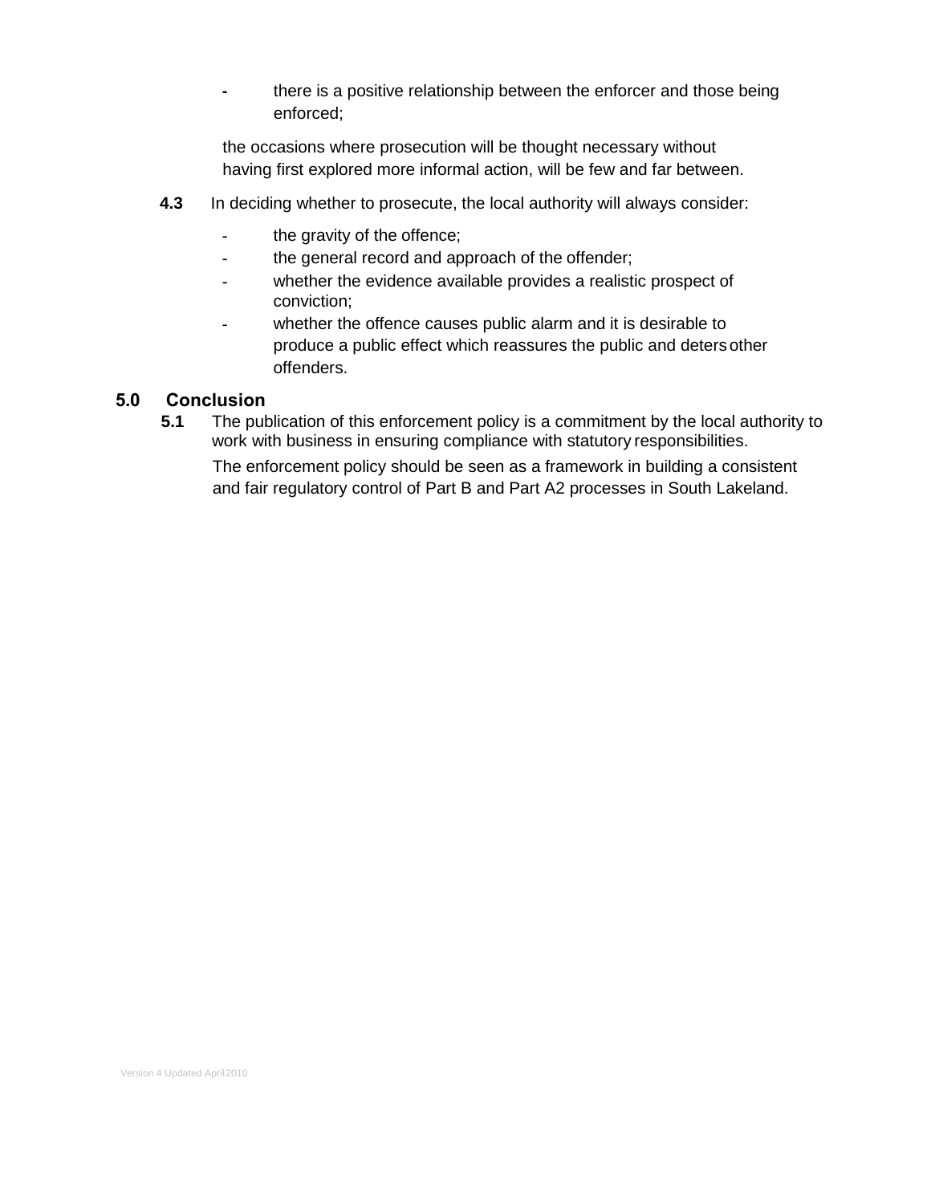- there is a positive relationship between the enforcer and those being enforced;

the occasions where prosecution will be thought necessary without having first explored more informal action, will be few and far between.

**4.3** In deciding whether to prosecute, the local authority will always consider:

- the gravity of the offence;
- the general record and approach of the offender;
- whether the evidence available provides a realistic prospect of conviction;
- whether the offence causes public alarm and it is desirable to produce a public effect which reassures the public and deters other offenders.

## 5.0 Conclusion

**5.1** The publication of this enforcement policy is a commitment by the local authority to work with business in ensuring compliance with statutory responsibilities.

The enforcement policy should be seen as a framework in building a consistent and fair regulatory control of Part B and Part A2 processes in South Lakeland.